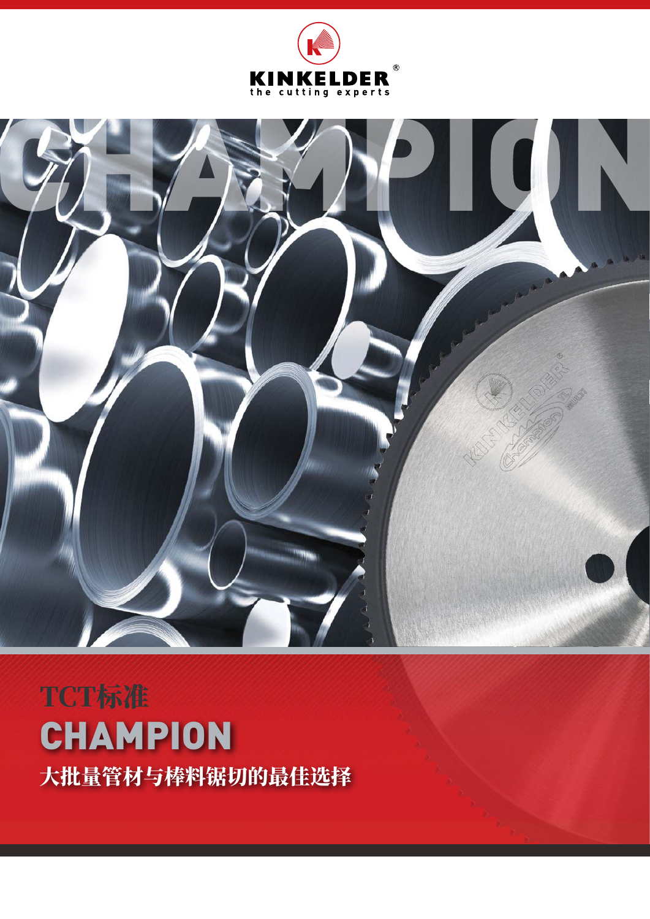KINKELDER®

the cutting experts

CHAMPION

# TCT标准

# CHAMPION

## 大批量管材与棒料锯切的最佳选择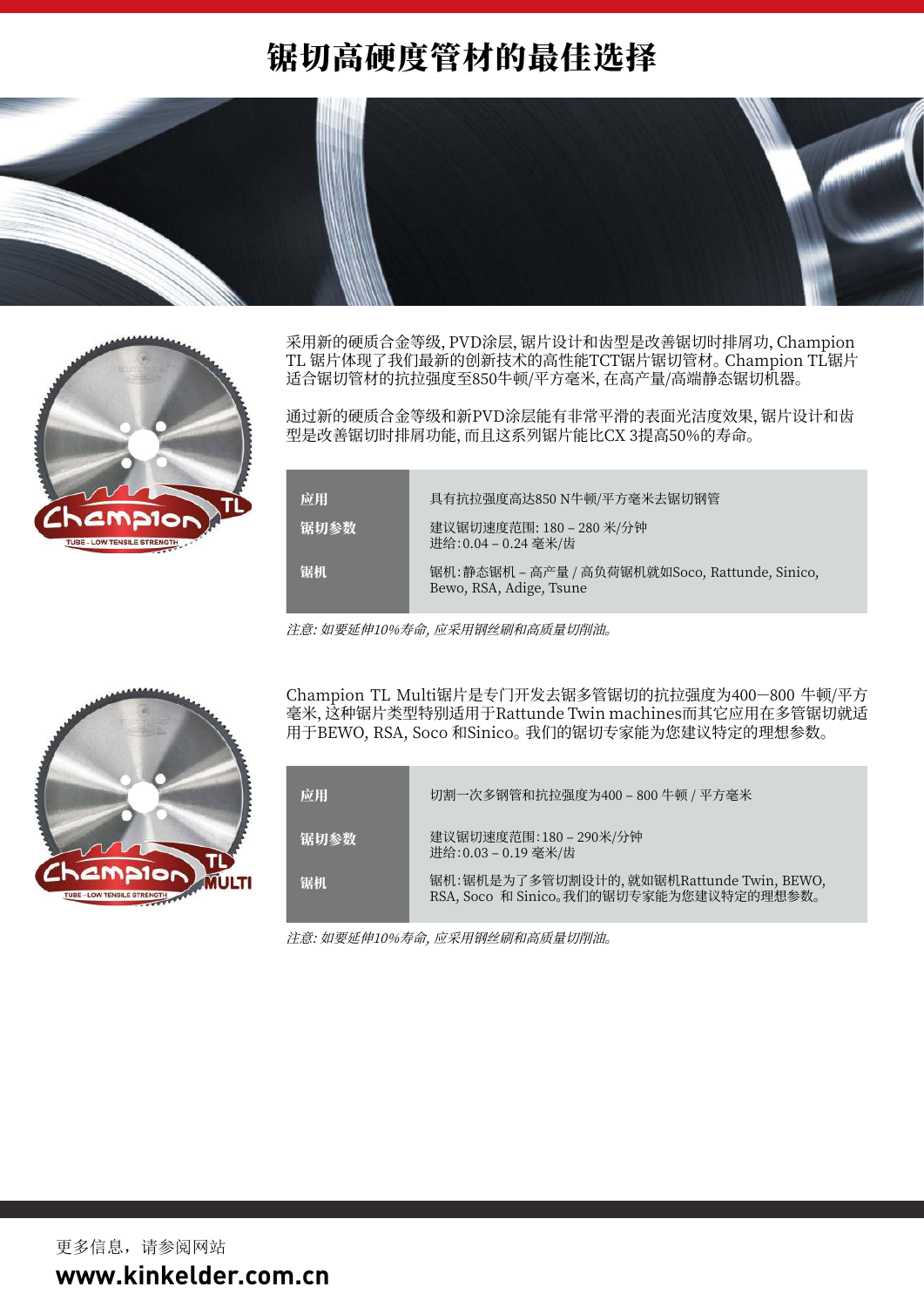# 锯切高硬度管材的最佳选择

采用新的硬质合金等级, PVD涂层, 锯片设计和齿型是改善锯切时排屑功, Champion TL 锯片体现了我们最新的创新技术的高性能TCT锯片锯切管材。Champion TL锯片适合锯切管材的抗拉强度至850牛顿/平方毫米, 在高产量/高端静态锯切机器。

通过新的硬质合金等级和新PVD涂层能有非常平滑的表面光洁度效果, 锯片设计和齿型是改善锯切时排屑功能, 而且这系列锯片能比CX 3提高50%的寿命。

| | |
|---|---|
| **应用** | 具有抗拉强度高达850 N牛顿/平方毫米去锯切钢管 |
| **锯切参数** | 建议锯切速度范围: 180 – 280 米/分钟<br>进给: 0.04 – 0.24 毫米/齿 |
| **锯机** | 锯机: 静态锯机 – 高产量 / 高负荷锯机就如Soco, Rattunde, Sinico, Bewo, RSA, Adige, Tsune |

*注意: 如要延伸10%寿命, 应采用钢丝刷和高质量切削油。*

Champion TL Multi锯片是专门开发去锯多管锯切的抗拉强度为400—800 牛顿/平方毫米, 这种锯片类型特别适用于Rattunde Twin machines而其它应用在多管锯切就适用于BEWO, RSA, Soco 和Sinico。我们的锯切专家能为您建议特定的理想参数。

| | |
|---|---|
| **应用** | 切割一次多钢管和抗拉强度为400 – 800 牛顿 / 平方毫米 |
| **锯切参数** | 建议锯切速度范围: 180 – 290米/分钟<br>进给: 0.03 – 0.19 毫米/齿 |
| **锯机** | 锯机: 锯机是为了多管切割设计的, 就如锯机Rattunde Twin, BEWO, RSA, Soco 和 Sinico。我们的锯切专家能为您建议特定的理想参数。 |

*注意: 如要延伸10%寿命, 应采用钢丝刷和高质量切削油。*

更多信息，请参阅网站

**www.kinkelder.com.cn**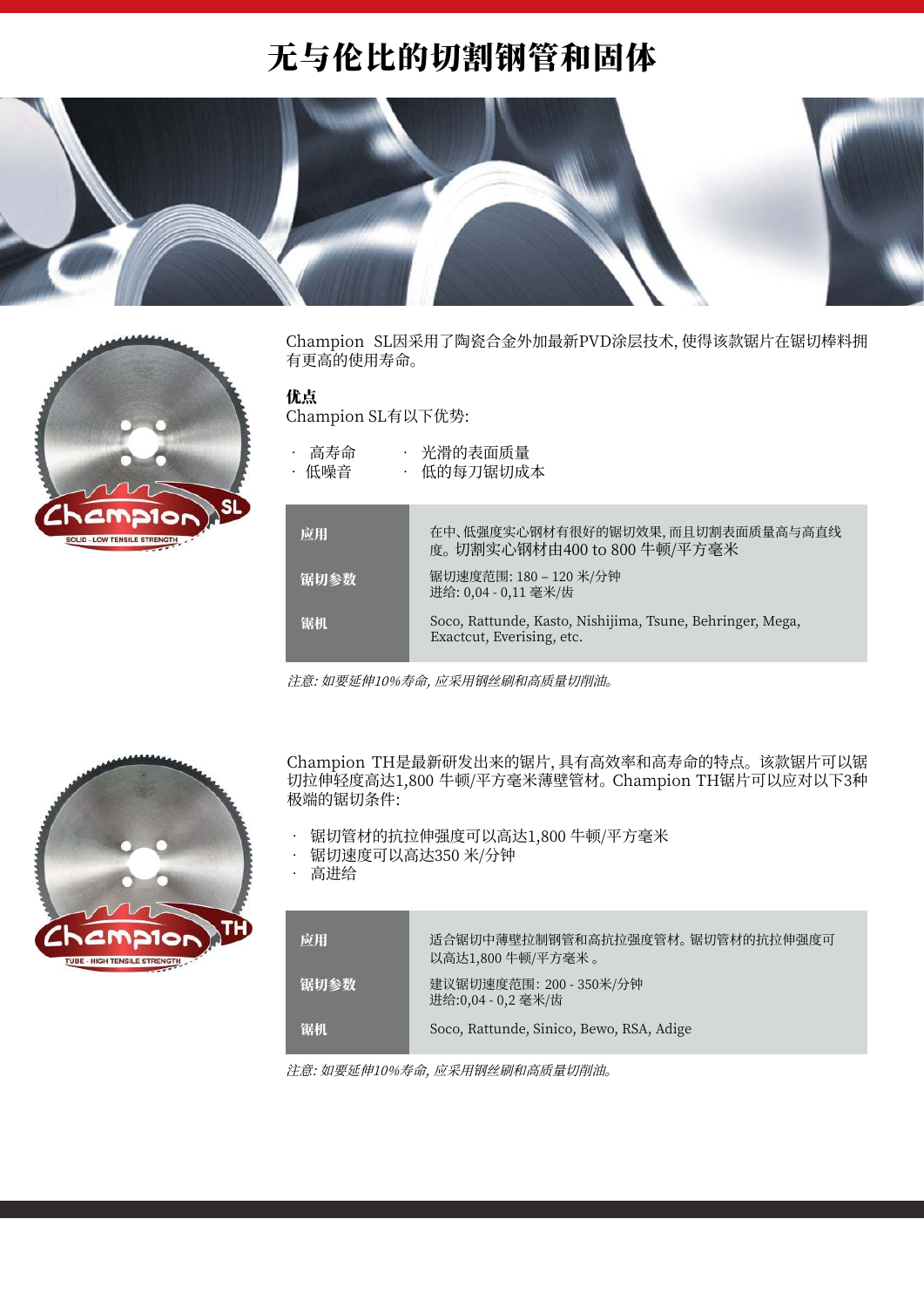# 无与伦比的切割钢管和固体

Champion  SL因采用了陶瓷合金外加最新PVD涂层技术, 使得该款锯片在锯切棒料拥有更高的使用寿命。

**优点**

Champion SL有以下优势:

- 高寿命
- 低噪音
- 光滑的表面质量
- 低的每刀锯切成本

| | |
|---|---|
| **应用** | 在中、低强度实心钢材有很好的锯切效果, 而且切割表面质量高与高直线度。切割实心钢材由400 to 800 牛顿/平方毫米 |
| **锯切参数** | 锯切速度范围: 180 – 120 米/分钟<br>进给: 0,04 - 0,11 毫米/齿 |
| **锯机** | Soco, Rattunde, Kasto, Nishijima, Tsune, Behringer, Mega, Exactcut, Everising, etc. |

*注意: 如要延伸10%寿命, 应采用钢丝刷和高质量切削油。*

Champion  TH是最新研发出来的锯片, 具有高效率和高寿命的特点。该款锯片可以锯切拉伸轻度高达1,800 牛顿/平方毫米薄壁管材。Champion TH锯片可以应对以下3种极端的锯切条件:

- 锯切管材的抗拉伸强度可以高达1,800 牛顿/平方毫米
- 锯切速度可以高达350 米/分钟
- 高进给

| | |
|---|---|
| **应用** | 适合锯切中薄壁拉制钢管和高抗拉强度管材。锯切管材的抗拉伸强度可以高达1,800 牛顿/平方毫米 。 |
| **锯切参数** | 建议锯切速度范围: 200 - 350米/分钟<br>进给:0,04 - 0,2 毫米/齿 |
| **锯机** | Soco, Rattunde, Sinico, Bewo, RSA, Adige |

*注意: 如要延伸10%寿命, 应采用钢丝刷和高质量切削油。*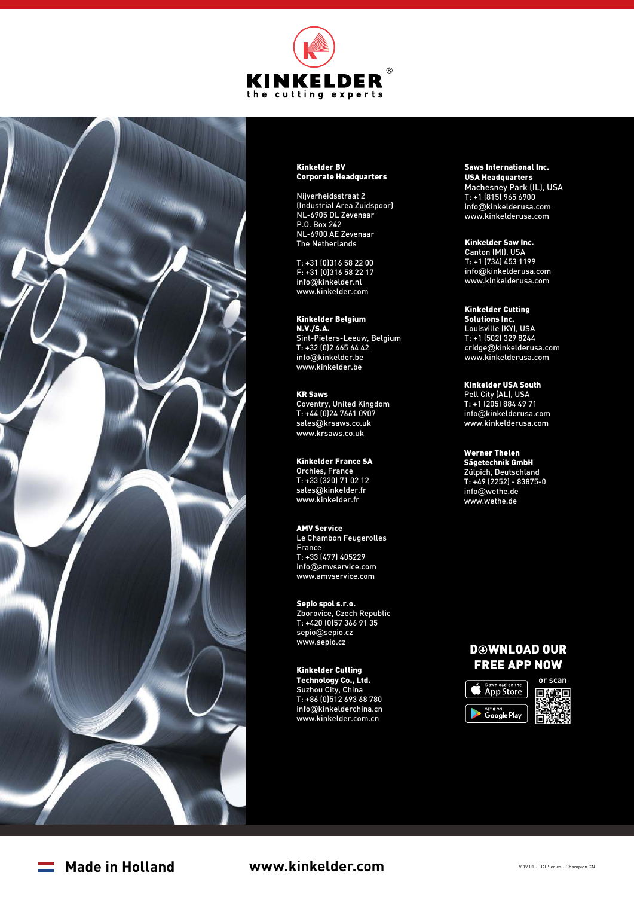# KINKELDER

the cutting experts

**Kinkelder BV**
**Corporate Headquarters**

Nijverheidsstraat 2
(Industrial Area Zuidspoor)
NL-6905 DL Zevenaar
P.O. Box 242
NL-6900 AE Zevenaar
The Netherlands

T: +31 (0)316 58 22 00
F: +31 (0)316 58 22 17
info@kinkelder.nl
www.kinkelder.com

**Kinkelder Belgium N.V./S.A.**
Sint-Pieters-Leeuw, Belgium
T: +32 (0)2 465 64 42
info@kinkelder.be
www.kinkelder.be

**KR Saws**
Coventry, United Kingdom
T: +44 (0)24 7661 0907
sales@krsaws.co.uk
www.krsaws.co.uk

**Kinkelder France SA**
Orchies, France
T: +33 (320) 71 02 12
sales@kinkelder.fr
www.kinkelder.fr

**AMV Service**
Le Chambon Feugerolles
France
T: +33 (477) 405229
info@amvservice.com
www.amvservice.com

**Sepio spol s.r.o.**
Zborovice, Czech Republic
T: +420 (0)57 366 91 35
sepio@sepio.cz
www.sepio.cz

**Kinkelder Cutting Technology Co., Ltd.**
Suzhou City, China
T: +86 (0)512 693 68 780
info@kinkelderchina.cn
www.kinkelder.com.cn

**Saws International Inc.**
**USA Headquarters**
Machesney Park (IL), USA
T: +1 (815) 965 6900
info@kinkelderusa.com
www.kinkelderusa.com

**Kinkelder Saw Inc.**
Canton (MI), USA
T: +1 (734) 453 1199
info@kinkelderusa.com
www.kinkelderusa.com

**Kinkelder Cutting Solutions Inc.**
Louisville (KY), USA
T: +1 (502) 329 8244
cridge@kinkelderusa.com
www.kinkelderusa.com

**Kinkelder USA South**
Pell City (AL), USA
T: +1 (205) 884 49 71
info@kinkelderusa.com
www.kinkelderusa.com

**Werner Thelen Sägetechnik GmbH**
Zülpich, Deutschland
T: +49 (2252) - 83875-0
info@wethe.de
www.wethe.de

**DOWNLOAD OUR FREE APP NOW**

Download on the App Store
GET IT ON Google Play
or scan

**Made in Holland**

**www.kinkelder.com**

V 19.01 - TCT Series - Champion CN